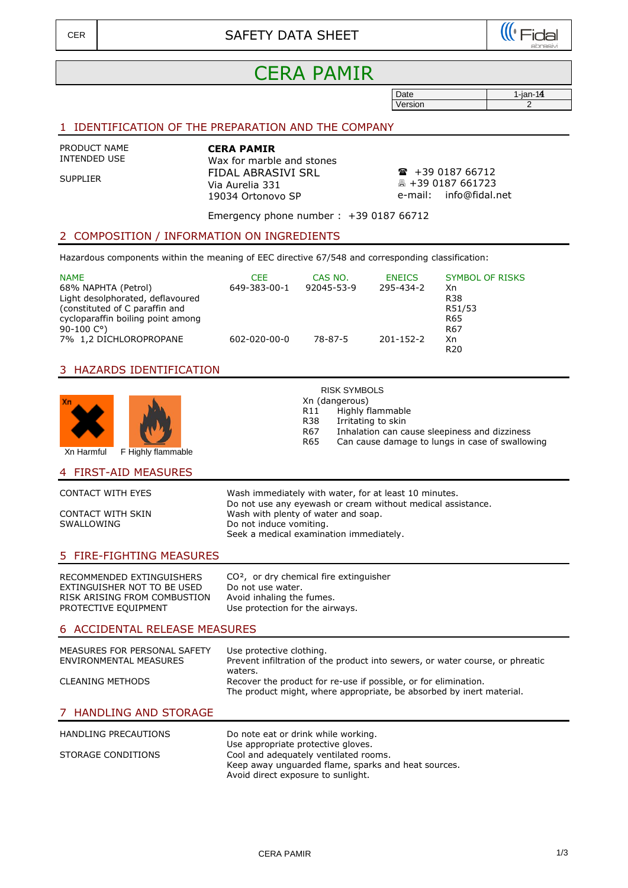CER | SAFETY DATA SHEET | Fidal abrasivi

# CERA PAMIR

| Date | 1-jan-14 |
|---|---|
| Version | 2 |

## 1 IDENTIFICATION OF THE PREPARATION AND THE COMPANY

PRODUCT NAME **CERA PAMIR**

INTENDED USE Wax for marble and stones

SUPPLIER
FIDAL ABRASIVI SRL
Via Aurelia 331
19034 Ortonovo SP

☎ +39 0187 66712
🖷 +39 0187 661723
e-mail: info@fidal.net

Emergency phone number : +39 0187 66712

## 2 COMPOSITION / INFORMATION ON INGREDIENTS

Hazardous components within the meaning of EEC directive 67/548 and corresponding classification:

| NAME | CEE | CAS NO. | ENEICS | SYMBOL OF RISKS |
|---|---|---|---|---|
| 68% NAPHTA (Petrol) Light desolphorated, deflavoured (constituted of C paraffin and cycloparaffin boiling point among 90-100 C°) | 649-383-00-1 | 92045-53-9 | 295-434-2 | Xn R38 R51/53 R65 R67 |
| 7% 1,2 DICHLOROPROPANE | 602-020-00-0 | 78-87-5 | 201-152-2 | Xn R20 |

## 3 HAZARDS IDENTIFICATION

Xn Harmful    F Highly flammable

RISK SYMBOLS

Xn (dangerous)

| | |
|---|---|
| R11 | Highly flammable |
| R38 | Irritating to skin |
| R67 | Inhalation can cause sleepiness and dizziness |
| R65 | Can cause damage to lungs in case of swallowing |

## 4 FIRST-AID MEASURES

| | |
|---|---|
| CONTACT WITH EYES | Wash immediately with water, for at least 10 minutes. Do not use any eyewash or cream without medical assistance. |
| CONTACT WITH SKIN | Wash with plenty of water and soap. |
| SWALLOWING | Do not induce vomiting. Seek a medical examination immediately. |

## 5 FIRE-FIGHTING MEASURES

| | |
|---|---|
| RECOMMENDED EXTINGUISHERS | $CO^2$, or dry chemical fire extinguisher |
| EXTINGUISHER NOT TO BE USED | Do not use water. |
| RISK ARISING FROM COMBUSTION | Avoid inhaling the fumes. |
| PROTECTIVE EQUIPMENT | Use protection for the airways. |

## 6 ACCIDENTAL RELEASE MEASURES

| | |
|---|---|
| MEASURES FOR PERSONAL SAFETY | Use protective clothing. |
| ENVIRONMENTAL MEASURES | Prevent infiltration of the product into sewers, or water course, or phreatic waters. |
| CLEANING METHODS | Recover the product for re-use if possible, or for elimination. The product might, where appropriate, be absorbed by inert material. |

## 7 HANDLING AND STORAGE

| | |
|---|---|
| HANDLING PRECAUTIONS | Do note eat or drink while working. Use appropriate protective gloves. |
| STORAGE CONDITIONS | Cool and adequately ventilated rooms. Keep away unguarded flame, sparks and heat sources. Avoid direct exposure to sunlight. |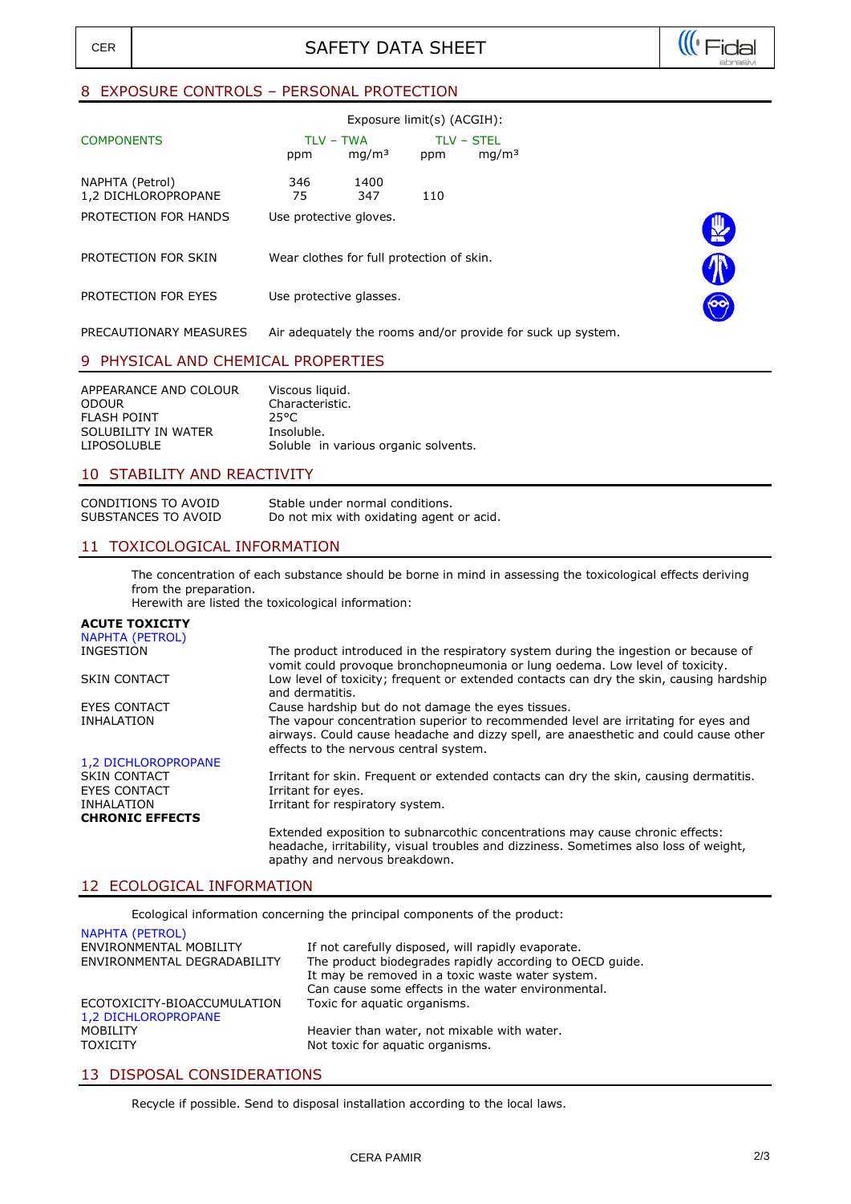## 8 EXPOSURE CONTROLS – PERSONAL PROTECTION

Exposure limit(s) (ACGIH):

| COMPONENTS | TLV – TWA | | TLV – STEL | |
|---|---|---|---|---|
| | ppm | mg/m³ | ppm | mg/m³ |
| NAPHTA (Petrol) | 346 | 1400 | | |
| 1,2 DICHLOROPROPANE | 75 | 347 | 110 | |

PROTECTION FOR HANDS — Use protective gloves.

PROTECTION FOR SKIN — Wear clothes for full protection of skin.

PROTECTION FOR EYES — Use protective glasses.

PRECAUTIONARY MEASURES — Air adequately the rooms and/or provide for suck up system.

## 9 PHYSICAL AND CHEMICAL PROPERTIES

| | |
|---|---|
| APPEARANCE AND COLOUR | Viscous liquid. |
| ODOUR | Characteristic. |
| FLASH POINT | 25°C |
| SOLUBILITY IN WATER | Insoluble. |
| LIPOSOLUBLE | Soluble in various organic solvents. |

## 10 STABILITY AND REACTIVITY

| | |
|---|---|
| CONDITIONS TO AVOID | Stable under normal conditions. |
| SUBSTANCES TO AVOID | Do not mix with oxidating agent or acid. |

## 11 TOXICOLOGICAL INFORMATION

The concentration of each substance should be borne in mind in assessing the toxicological effects deriving from the preparation.
Herewith are listed the toxicological information:

**ACUTE TOXICITY**

NAPHTA (PETROL)

| | |
|---|---|
| INGESTION | The product introduced in the respiratory system during the ingestion or because of vomit could provoque bronchopneumonia or lung oedema. Low level of toxicity. |
| SKIN CONTACT | Low level of toxicity; frequent or extended contacts can dry the skin, causing hardship and dermatitis. |
| EYES CONTACT | Cause hardship but do not damage the eyes tissues. |
| INHALATION | The vapour concentration superior to recommended level are irritating for eyes and airways. Could cause headache and dizzy spell, are anaesthetic and could cause other effects to the nervous central system. |

1,2 DICHLOROPROPANE

| | |
|---|---|
| SKIN CONTACT | Irritant for skin. Frequent or extended contacts can dry the skin, causing dermatitis. |
| EYES CONTACT | Irritant for eyes. |
| INHALATION | Irritant for respiratory system. |

**CHRONIC EFFECTS**

Extended exposition to subnarcothic concentrations may cause chronic effects: headache, irritability, visual troubles and dizziness. Sometimes also loss of weight, apathy and nervous breakdown.

## 12 ECOLOGICAL INFORMATION

Ecological information concerning the principal components of the product:

NAPHTA (PETROL)

| | |
|---|---|
| ENVIRONMENTAL MOBILITY | If not carefully disposed, will rapidly evaporate. |
| ENVIRONMENTAL DEGRADABILITY | The product biodegrades rapidly according to OECD guide. It may be removed in a toxic waste water system. Can cause some effects in the water environmental. |
| ECOTOXICITY-BIOACCUMULATION | Toxic for aquatic organisms. |

1,2 DICHLOROPROPANE

| | |
|---|---|
| MOBILITY | Heavier than water, not mixable with water. |
| TOXICITY | Not toxic for aquatic organisms. |

## 13 DISPOSAL CONSIDERATIONS

Recycle if possible. Send to disposal installation according to the local laws.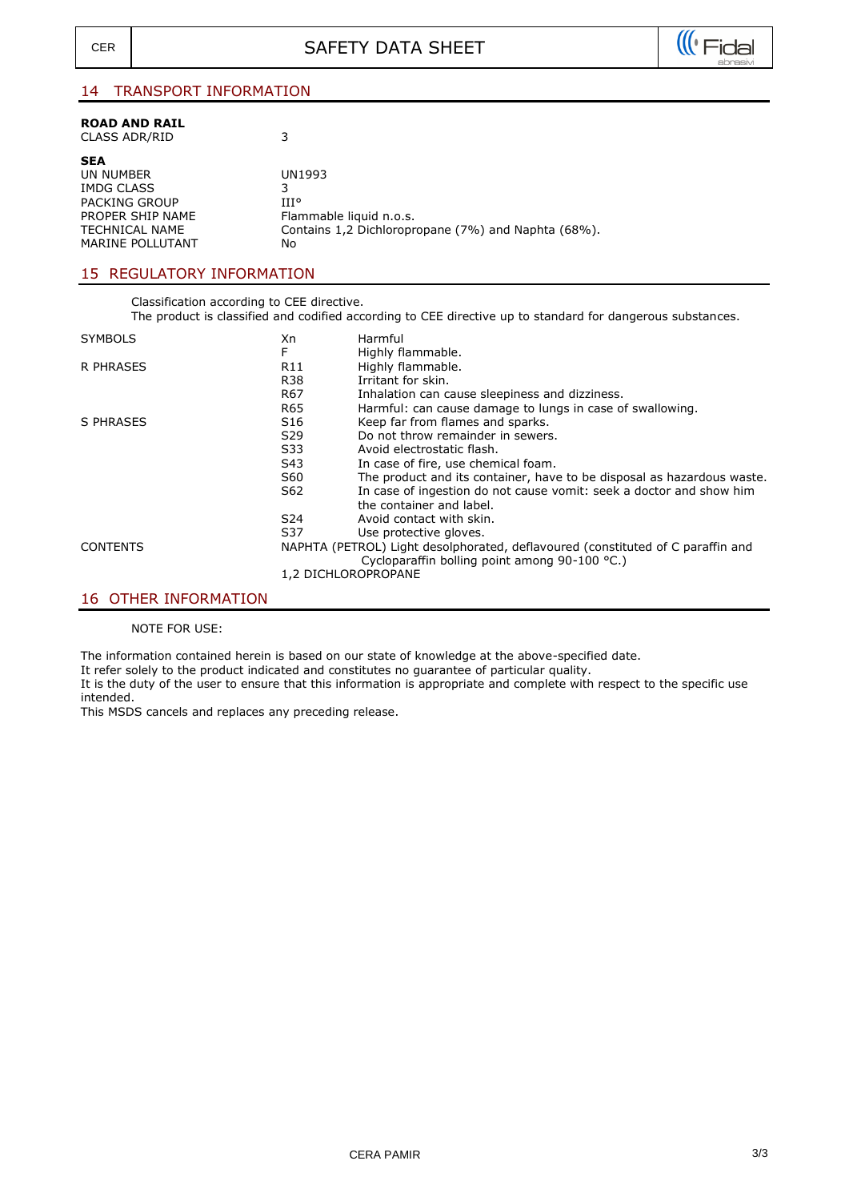## 14 TRANSPORT INFORMATION

**ROAD AND RAIL**

| | |
|---|---|
| CLASS ADR/RID | 3 |

**SEA**

| | |
|---|---|
| UN NUMBER | UN1993 |
| IMDG CLASS | 3 |
| PACKING GROUP | III° |
| PROPER SHIP NAME | Flammable liquid n.o.s. |
| TECHNICAL NAME | Contains 1,2 Dichloropropane (7%) and Naphta (68%). |
| MARINE POLLUTANT | No |

## 15 REGULATORY INFORMATION

Classification according to CEE directive.
The product is classified and codified according to CEE directive up to standard for dangerous substances.

| | | |
|---|---|---|
| SYMBOLS | Xn | Harmful |
| | F | Highly flammable. |
| R PHRASES | R11 | Highly flammable. |
| | R38 | Irritant for skin. |
| | R67 | Inhalation can cause sleepiness and dizziness. |
| | R65 | Harmful: can cause damage to lungs in case of swallowing. |
| S PHRASES | S16 | Keep far from flames and sparks. |
| | S29 | Do not throw remainder in sewers. |
| | S33 | Avoid electrostatic flash. |
| | S43 | In case of fire, use chemical foam. |
| | S60 | The product and its container, have to be disposal as hazardous waste. |
| | S62 | In case of ingestion do not cause vomit: seek a doctor and show him the container and label. |
| | S24 | Avoid contact with skin. |
| | S37 | Use protective gloves. |
| CONTENTS | NAPHTA (PETROL) Light desolphorated, deflavoured (constituted of C paraffin and Cycloparaffin bolling point among 90-100 °C.) | |
| | 1,2 DICHLOROPROPANE | |

## 16 OTHER INFORMATION

NOTE FOR USE:

The information contained herein is based on our state of knowledge at the above-specified date.
It refer solely to the product indicated and constitutes no guarantee of particular quality.
It is the duty of the user to ensure that this information is appropriate and complete with respect to the specific use intended.
This MSDS cancels and replaces any preceding release.